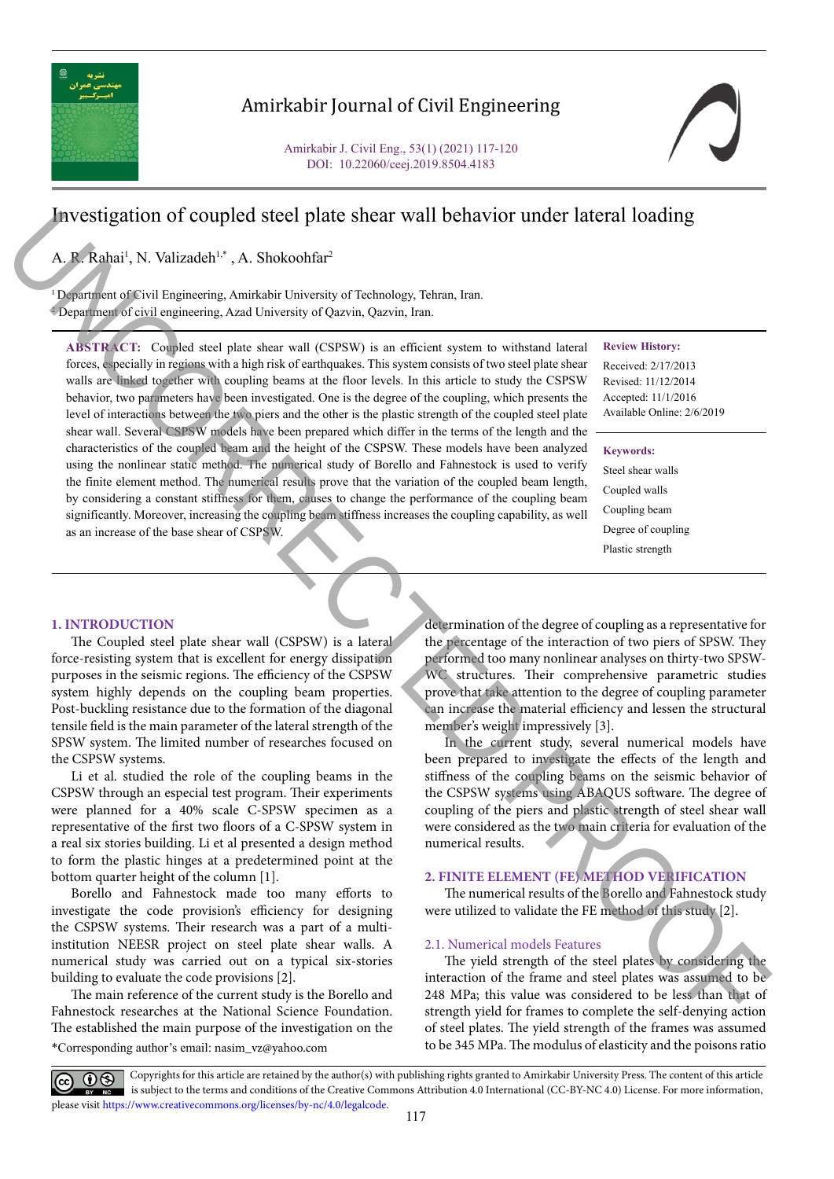# Investigation of coupled steel plate shear wall behavior under lateral loading

A. R. Rahai[1], N. Valizadeh[1,*], A. Shokoohfar[2]

[1] Department of Civil Engineering, Amirkabir University of Technology, Tehran, Iran.
[2] Department of civil engineering, Azad University of Qazvin, Qazvin, Iran.

**ABSTRACT:** Coupled steel plate shear wall (CSPSW) is an efficient system to withstand lateral forces, especially in regions with a high risk of earthquakes. This system consists of two steel plate shear walls are linked together with coupling beams at the floor levels. In this article to study the CSPSW behavior, two parameters have been investigated. One is the degree of the coupling, which presents the level of interactions between the two piers and the other is the plastic strength of the coupled steel plate shear wall. Several CSPSW models have been prepared which differ in the terms of the length and the characteristics of the coupled beam and the height of the CSPSW. These models have been analyzed using the nonlinear static method. The numerical study of Borello and Fahnestock is used to verify the finite element method. The numerical results prove that the variation of the coupled beam length, by considering a constant stiffness for them, causes to change the performance of the coupling beam significantly. Moreover, increasing the coupling beam stiffness increases the coupling capability, as well as an increase of the base shear of CSPSW.

**Review History:**

Received: 2/17/2013
Revised: 11/12/2014
Accepted: 11/1/2016
Available Online: 2/6/2019

**Keywords:**

Steel shear walls
Coupled walls
Coupling beam
Degree of coupling
Plastic strength

## 1. INTRODUCTION

The Coupled steel plate shear wall (CSPSW) is a lateral force-resisting system that is excellent for energy dissipation purposes in the seismic regions. The efficiency of the CSPSW system highly depends on the coupling beam properties. Post-buckling resistance due to the formation of the diagonal tensile field is the main parameter of the lateral strength of the SPSW system. The limited number of researches focused on the CSPSW systems.

Li et al. studied the role of the coupling beams in the CSPSW through an especial test program. Their experiments were planned for a 40% scale C-SPSW specimen as a representative of the first two floors of a C-SPSW system in a real six stories building. Li et al presented a design method to form the plastic hinges at a predetermined point at the bottom quarter height of the column [1].

Borello and Fahnestock made too many efforts to investigate the code provision's efficiency for designing the CSPSW systems. Their research was a part of a multi-institution NEESR project on steel plate shear walls. A numerical study was carried out on a typical six-stories building to evaluate the code provisions [2].

The main reference of the current study is the Borello and Fahnestock researches at the National Science Foundation. The established the main purpose of the investigation on the determination of the degree of coupling as a representative for the percentage of the interaction of two piers of SPSW. They performed too many nonlinear analyses on thirty-two SPSW-WC structures. Their comprehensive parametric studies prove that take attention to the degree of coupling parameter can increase the material efficiency and lessen the structural member's weight impressively [3].

In the current study, several numerical models have been prepared to investigate the effects of the length and stiffness of the coupling beams on the seismic behavior of the CSPSW systems using ABAQUS software. The degree of coupling of the piers and plastic strength of steel shear wall were considered as the two main criteria for evaluation of the numerical results.

## 2. FINITE ELEMENT (FE) METHOD VERIFICATION

The numerical results of the Borello and Fahnestock study were utilized to validate the FE method of this study [2].

### 2.1. Numerical models Features

The yield strength of the steel plates by considering the interaction of the frame and steel plates was assumed to be 248 MPa; this value was considered to be less than that of strength yield for frames to complete the self-denying action of steel plates. The yield strength of the frames was assumed to be 345 MPa. The modulus of elasticity and the poisons ratio

*Corresponding author's email: nasim_vz@yahoo.com

Copyrights for this article are retained by the author(s) with publishing rights granted to Amirkabir University Press. The content of this article is subject to the terms and conditions of the Creative Commons Attribution 4.0 International (CC-BY-NC 4.0) License. For more information, please visit https://www.creativecommons.org/licenses/by-nc/4.0/legalcode.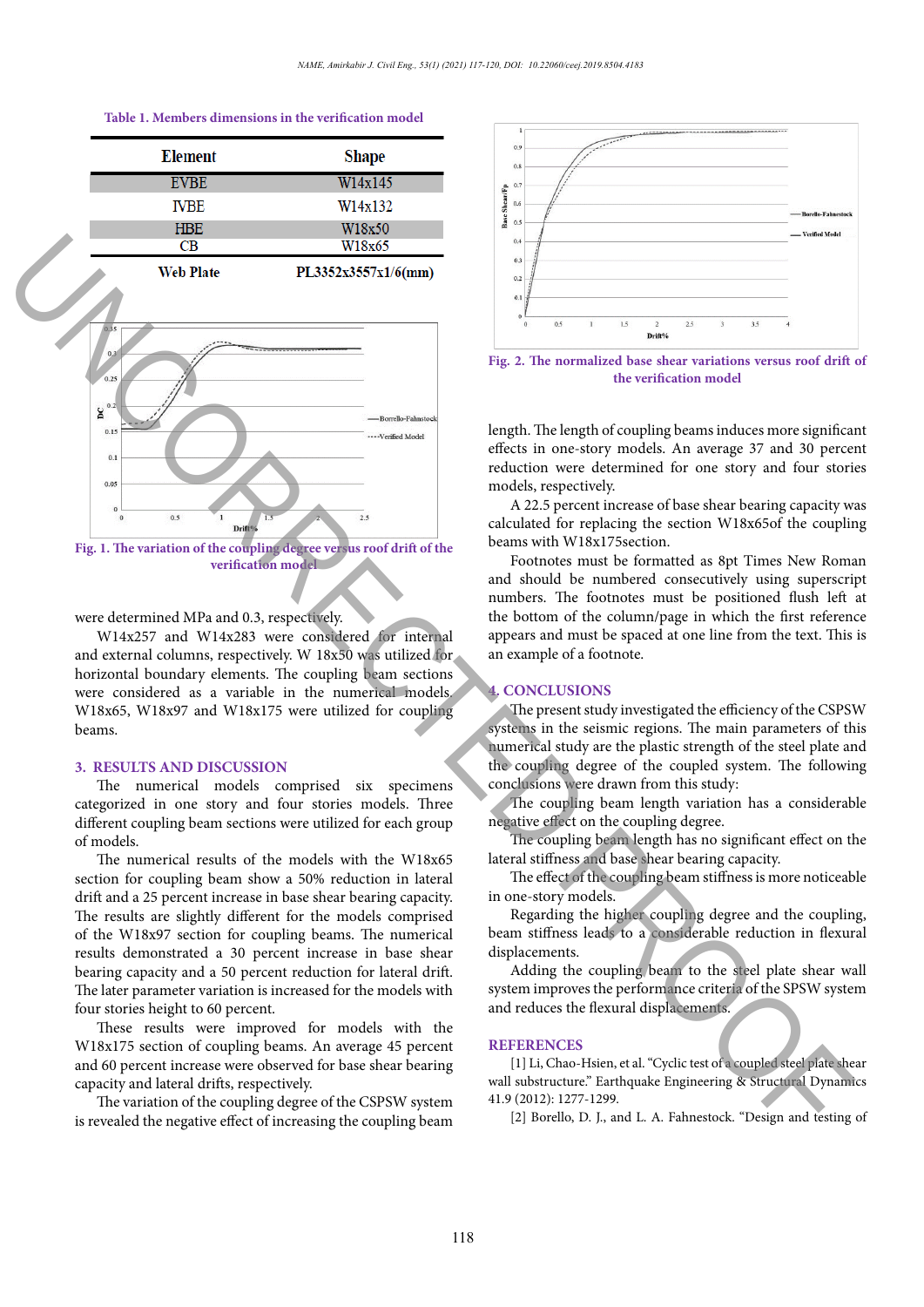Table 1. Members dimensions in the verification model

| Element | Shape |
|---|---|
| EVBE | W14x145 |
| IVBE | W14x132 |
| HBE | W18x50 |
| CB | W18x65 |
| Web Plate | PL3352x3557x1/6(mm) |

Fig. 1. The variation of the coupling degree versus roof drift of the verification model

were determined MPa and 0.3, respectively.

W14x257 and W14x283 were considered for internal and external columns, respectively. W 18x50 was utilized for horizontal boundary elements. The coupling beam sections were considered as a variable in the numerical models. W18x65, W18x97 and W18x175 were utilized for coupling beams.

## 3. RESULTS AND DISCUSSION

The numerical models comprised six specimens categorized in one story and four stories models. Three different coupling beam sections were utilized for each group of models.

The numerical results of the models with the W18x65 section for coupling beam show a 50% reduction in lateral drift and a 25 percent increase in base shear bearing capacity. The results are slightly different for the models comprised of the W18x97 section for coupling beams. The numerical results demonstrated a 30 percent increase in base shear bearing capacity and a 50 percent reduction for lateral drift. The later parameter variation is increased for the models with four stories height to 60 percent.

These results were improved for models with the W18x175 section of coupling beams. An average 45 percent and 60 percent increase were observed for base shear bearing capacity and lateral drifts, respectively.

The variation of the coupling degree of the CSPSW system is revealed the negative effect of increasing the coupling beam length. The length of coupling beams induces more significant effects in one-story models. An average 37 and 30 percent reduction were determined for one story and four stories models, respectively.

A 22.5 percent increase of base shear bearing capacity was calculated for replacing the section W18x65of the coupling beams with W18x175section.

Fig. 2. The normalized base shear variations versus roof drift of the verification model

Footnotes must be formatted as 8pt Times New Roman and should be numbered consecutively using superscript numbers. The footnotes must be positioned flush left at the bottom of the column/page in which the first reference appears and must be spaced at one line from the text. This is an example of a footnote.

## 4. CONCLUSIONS

The present study investigated the efficiency of the CSPSW systems in the seismic regions. The main parameters of this numerical study are the plastic strength of the steel plate and the coupling degree of the coupled system. The following conclusions were drawn from this study:

The coupling beam length variation has a considerable negative effect on the coupling degree.

The coupling beam length has no significant effect on the lateral stiffness and base shear bearing capacity.

The effect of the coupling beam stiffness is more noticeable in one-story models.

Regarding the higher coupling degree and the coupling, beam stiffness leads to a considerable reduction in flexural displacements.

Adding the coupling beam to the steel plate shear wall system improves the performance criteria of the SPSW system and reduces the flexural displacements.

## REFERENCES

[1] Li, Chao-Hsien, et al. "Cyclic test of a coupled steel plate shear wall substructure." Earthquake Engineering & Structural Dynamics 41.9 (2012): 1277-1299.

[2] Borello, D. J., and L. A. Fahnestock. "Design and testing of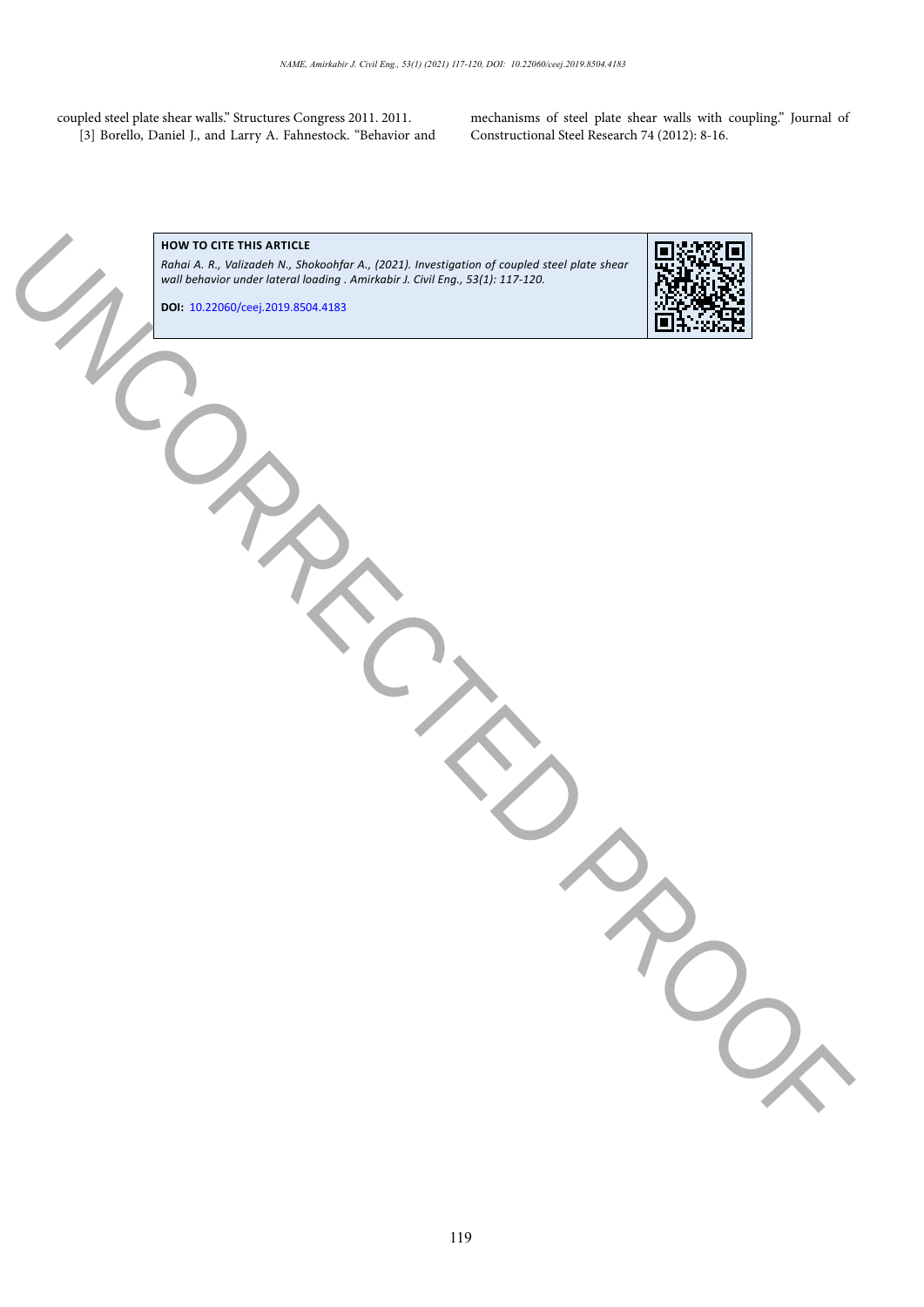coupled steel plate shear walls." Structures Congress 2011. 2011.

[3] Borello, Daniel J., and Larry A. Fahnestock. "Behavior and mechanisms of steel plate shear walls with coupling." Journal of Constructional Steel Research 74 (2012): 8-16.

**HOW TO CITE THIS ARTICLE**

*Rahai A. R., Valizadeh N., Shokoohfar A., (2021). Investigation of coupled steel plate shear wall behavior under lateral loading . Amirkabir J. Civil Eng., 53(1): 117-120.*

**DOI:** 10.22060/ceej.2019.8504.4183

UNCORRECTED PROOF